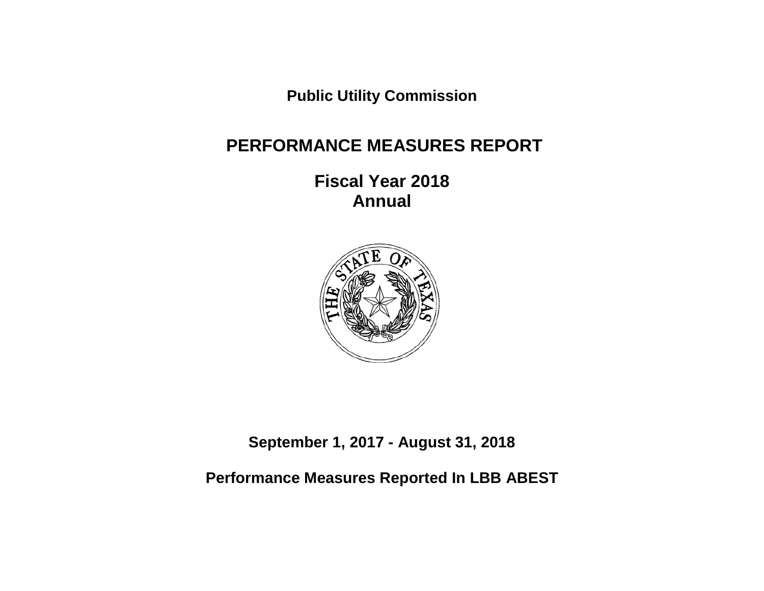**Public Utility Commission**

# PERFORMANCE MEASURES REPORT

## Fiscal Year 2018
## Annual

**September 1, 2017 - August 31, 2018**

**Performance Measures Reported In LBB ABEST**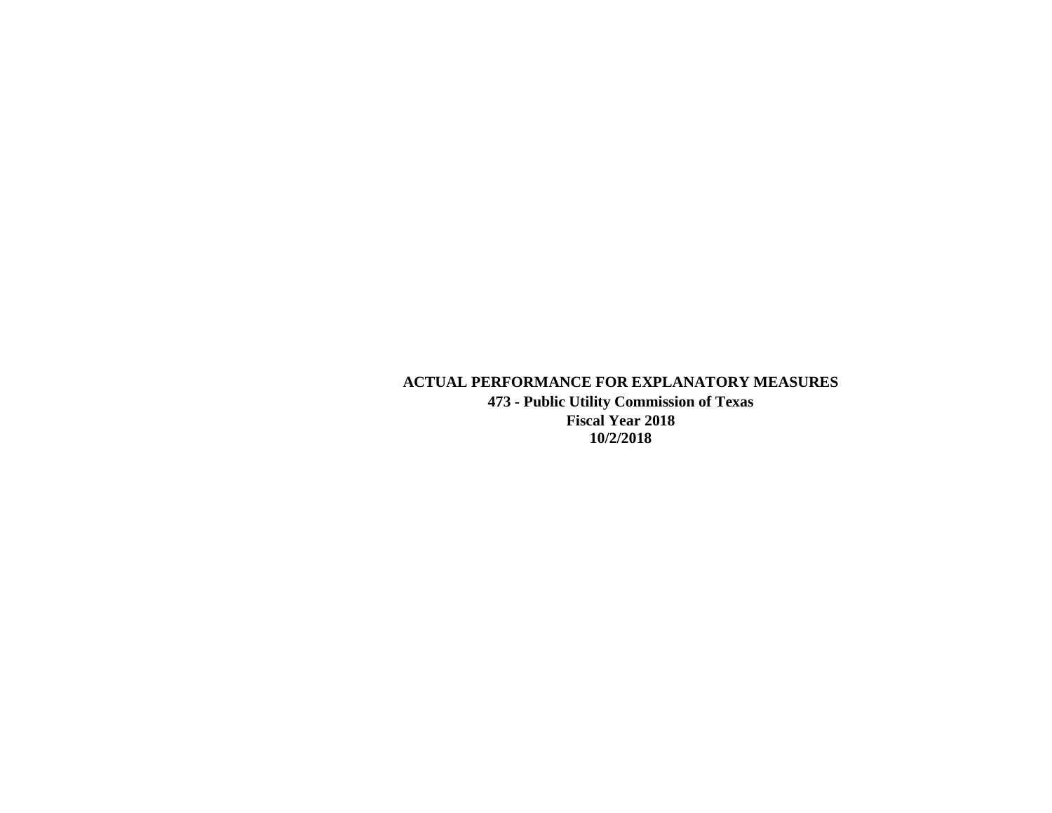# ACTUAL PERFORMANCE FOR EXPLANATORY MEASURES

**473 - Public Utility Commission of Texas**

**Fiscal Year 2018**

**10/2/2018**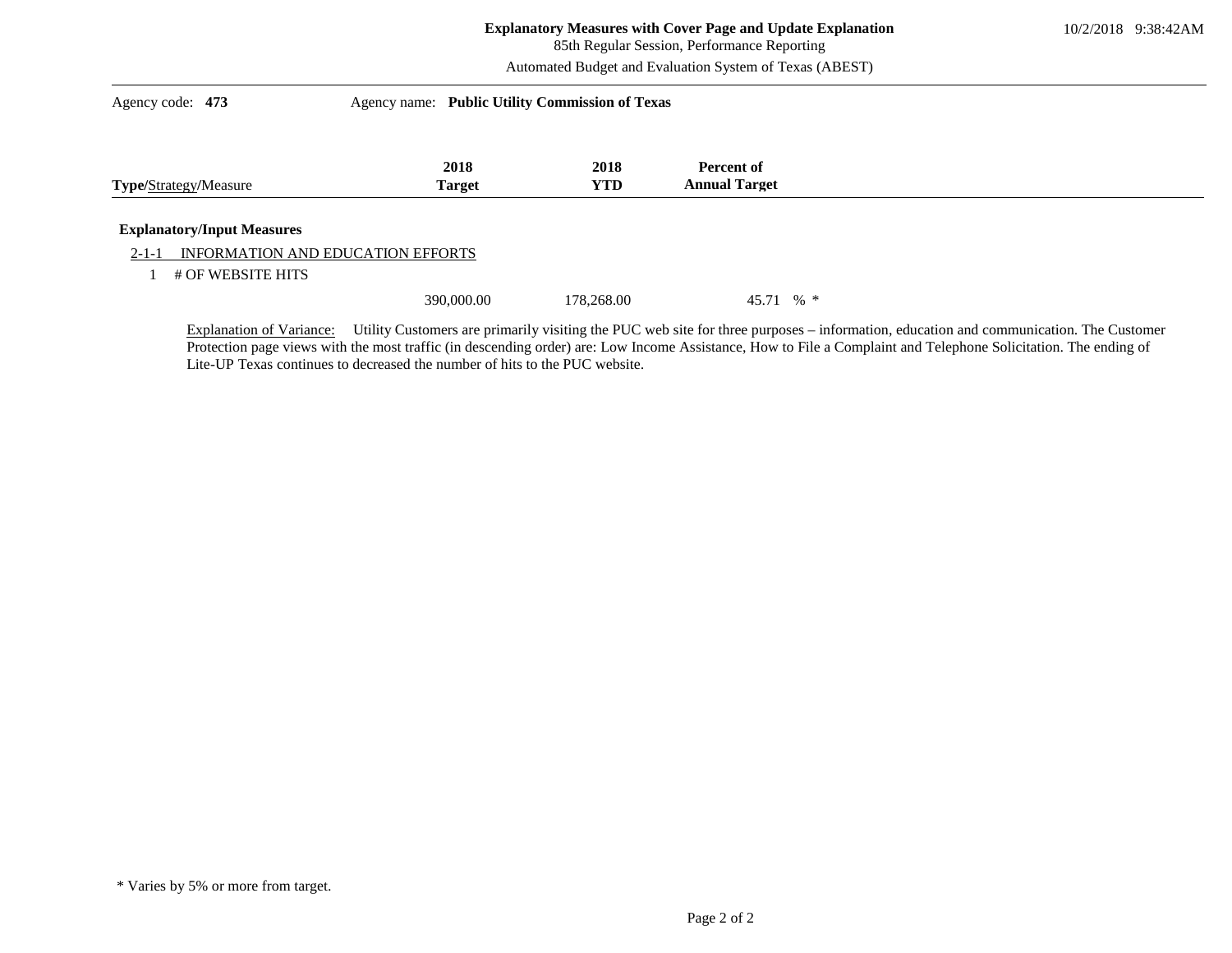**Explanatory Measures with Cover Page and Update Explanation**
85th Regular Session, Performance Reporting
Automated Budget and Evaluation System of Texas (ABEST)

10/2/2018 9:38:42AM

Agency code: **473** Agency name: **Public Utility Commission of Texas**

| **Type**/Strategy/Measure | **2018 Target** | **2018 YTD** | **Percent of Annual Target** |
|---|---|---|---|
| **Explanatory/Input Measures** | | | |
| 2-1-1 INFORMATION AND EDUCATION EFFORTS | | | |
| 1 # OF WEBSITE HITS | | | |
| | 390,000.00 | 178,268.00 | 45.71 % * |

Explanation of Variance: Utility Customers are primarily visiting the PUC web site for three purposes – information, education and communication. The Customer Protection page views with the most traffic (in descending order) are: Low Income Assistance, How to File a Complaint and Telephone Solicitation. The ending of Lite-UP Texas continues to decreased the number of hits to the PUC website.

* Varies by 5% or more from target.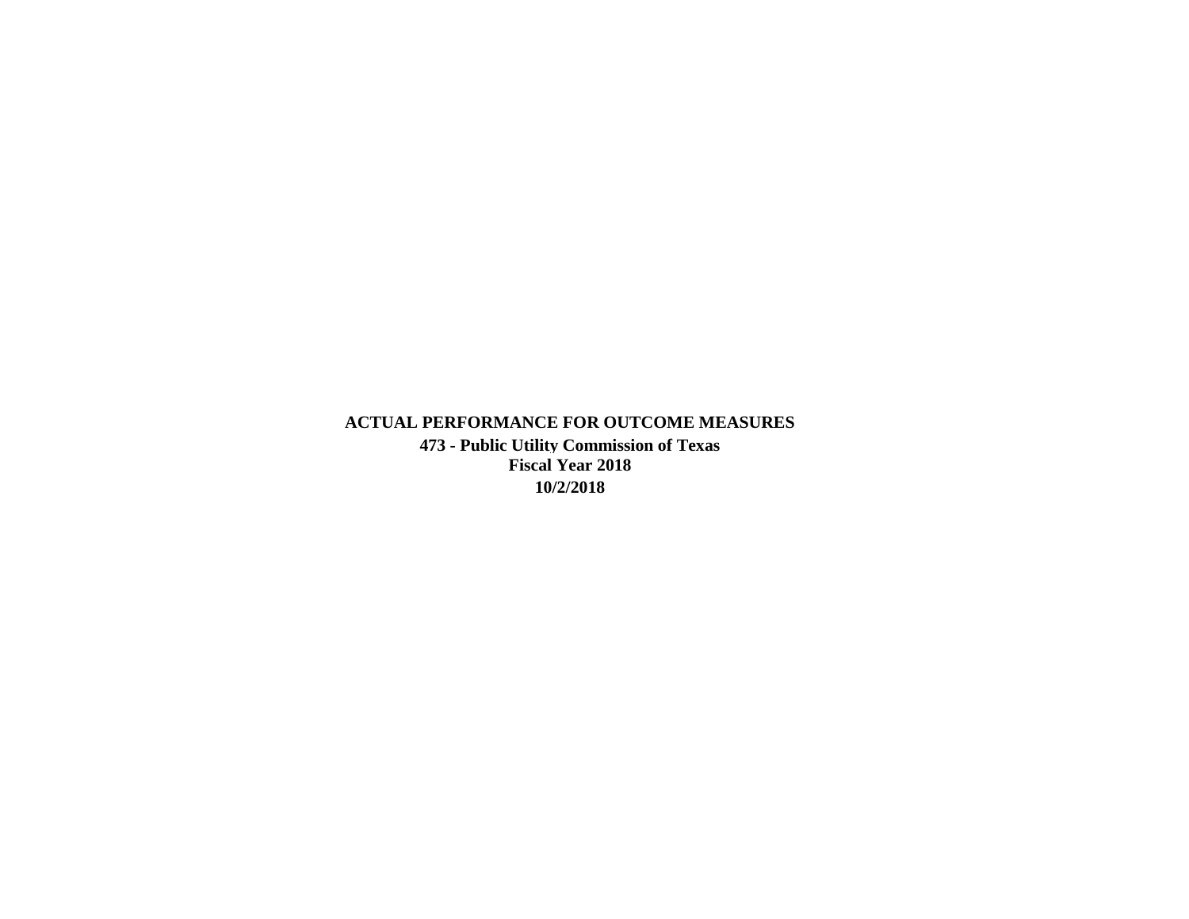# ACTUAL PERFORMANCE FOR OUTCOME MEASURES

**473 - Public Utility Commission of Texas**

**Fiscal Year 2018**

**10/2/2018**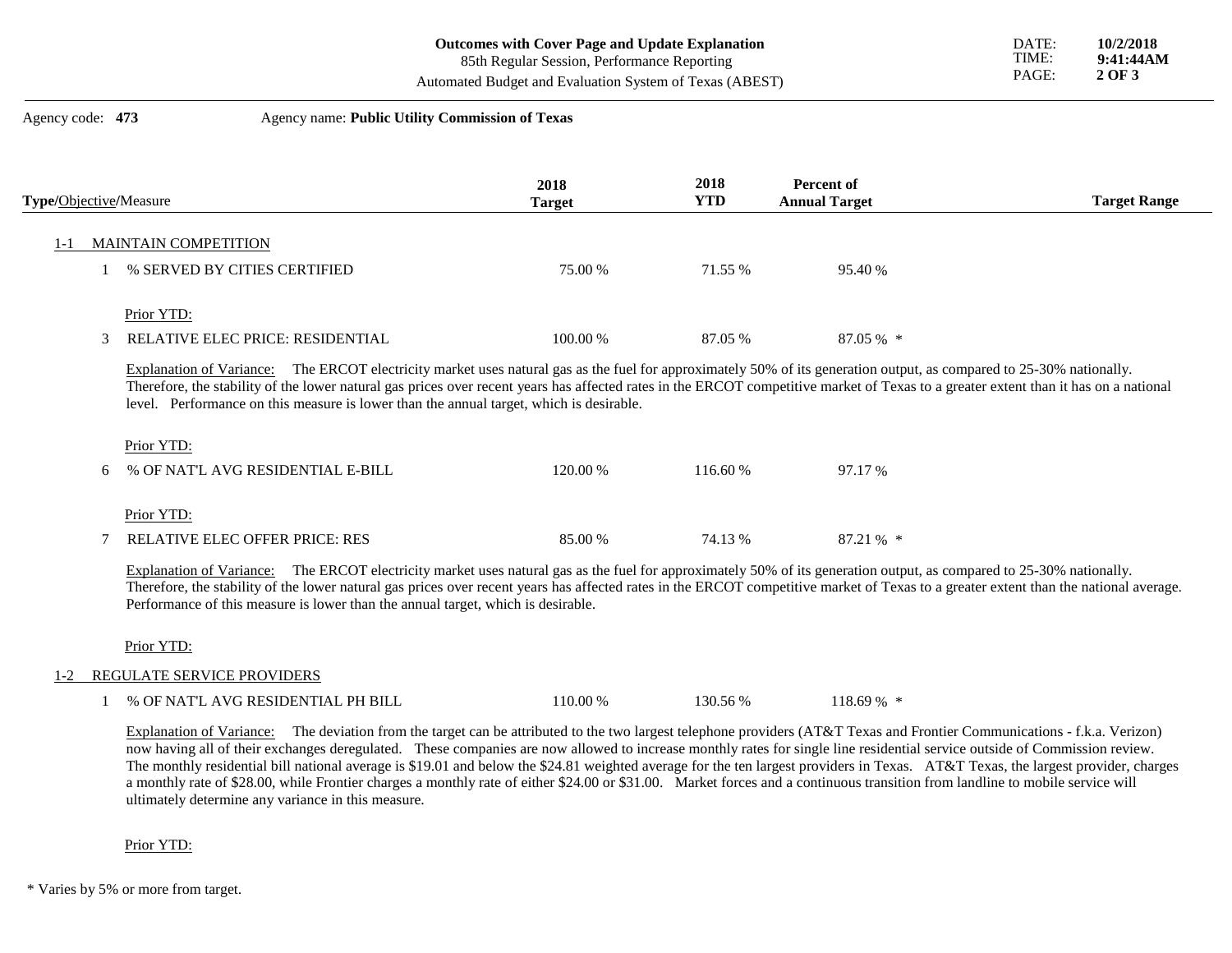Agency code: **473** Agency name: **Public Utility Commission of Texas**

| **Type**/Objective/Measure | **2018 Target** | **2018 YTD** | **Percent of Annual Target** | **Target Range** |
|---|---|---|---|---|
| 1-1 MAINTAIN COMPETITION | | | | |
| 1 % SERVED BY CITIES CERTIFIED | 75.00 % | 71.55 % | 95.40 % | |
| Prior YTD: | | | | |
| 3 RELATIVE ELEC PRICE: RESIDENTIAL | 100.00 % | 87.05 % | 87.05 % * | |

Explanation of Variance: The ERCOT electricity market uses natural gas as the fuel for approximately 50% of its generation output, as compared to 25-30% nationally. Therefore, the stability of the lower natural gas prices over recent years has affected rates in the ERCOT competitive market of Texas to a greater extent than it has on a national level. Performance on this measure is lower than the annual target, which is desirable.

| **Type**/Objective/Measure | **2018 Target** | **2018 YTD** | **Percent of Annual Target** | **Target Range** |
|---|---|---|---|---|
| Prior YTD: | | | | |
| 6 % OF NAT'L AVG RESIDENTIAL E-BILL | 120.00 % | 116.60 % | 97.17 % | |
| Prior YTD: | | | | |
| 7 RELATIVE ELEC OFFER PRICE: RES | 85.00 % | 74.13 % | 87.21 % * | |

Explanation of Variance: The ERCOT electricity market uses natural gas as the fuel for approximately 50% of its generation output, as compared to 25-30% nationally. Therefore, the stability of the lower natural gas prices over recent years has affected rates in the ERCOT competitive market of Texas to a greater extent than the national average. Performance of this measure is lower than the annual target, which is desirable.

| **Type**/Objective/Measure | **2018 Target** | **2018 YTD** | **Percent of Annual Target** | **Target Range** |
|---|---|---|---|---|
| Prior YTD: | | | | |
| 1-2 REGULATE SERVICE PROVIDERS | | | | |
| 1 % OF NAT'L AVG RESIDENTIAL PH BILL | 110.00 % | 130.56 % | 118.69 % * | |

Explanation of Variance: The deviation from the target can be attributed to the two largest telephone providers (AT&T Texas and Frontier Communications - f.k.a. Verizon) now having all of their exchanges deregulated. These companies are now allowed to increase monthly rates for single line residential service outside of Commission review. The monthly residential bill national average is $19.01 and below the $24.81 weighted average for the ten largest providers in Texas. AT&T Texas, the largest provider, charges a monthly rate of $28.00, while Frontier charges a monthly rate of either $24.00 or $31.00. Market forces and a continuous transition from landline to mobile service will ultimately determine any variance in this measure.

Prior YTD:

* Varies by 5% or more from target.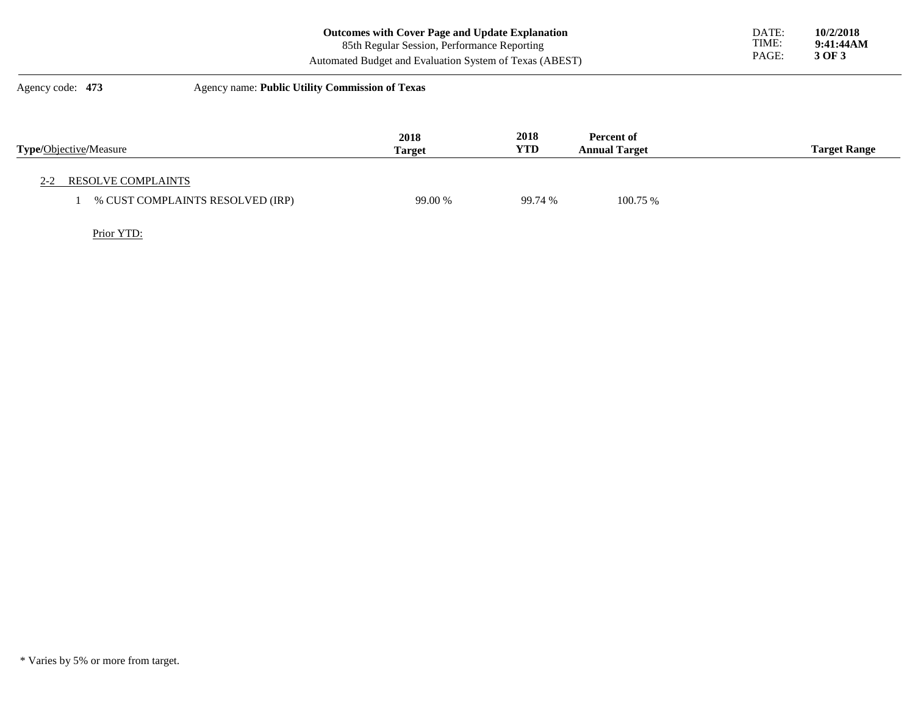**Outcomes with Cover Page and Update Explanation**
85th Regular Session, Performance Reporting
Automated Budget and Evaluation System of Texas (ABEST)

DATE: **10/2/2018**
TIME: **9:41:44AM**

Agency code: **473** Agency name: **Public Utility Commission of Texas**

| Type/Objective/Measure | 2018 Target | 2018 YTD | Percent of Annual Target | Target Range |
|---|---|---|---|---|
| 2-2 RESOLVE COMPLAINTS | | | | |
| 1 % CUST COMPLAINTS RESOLVED (IRP) | 99.00 % | 99.74 % | 100.75 % | |
| Prior YTD: | | | | |

* Varies by 5% or more from target.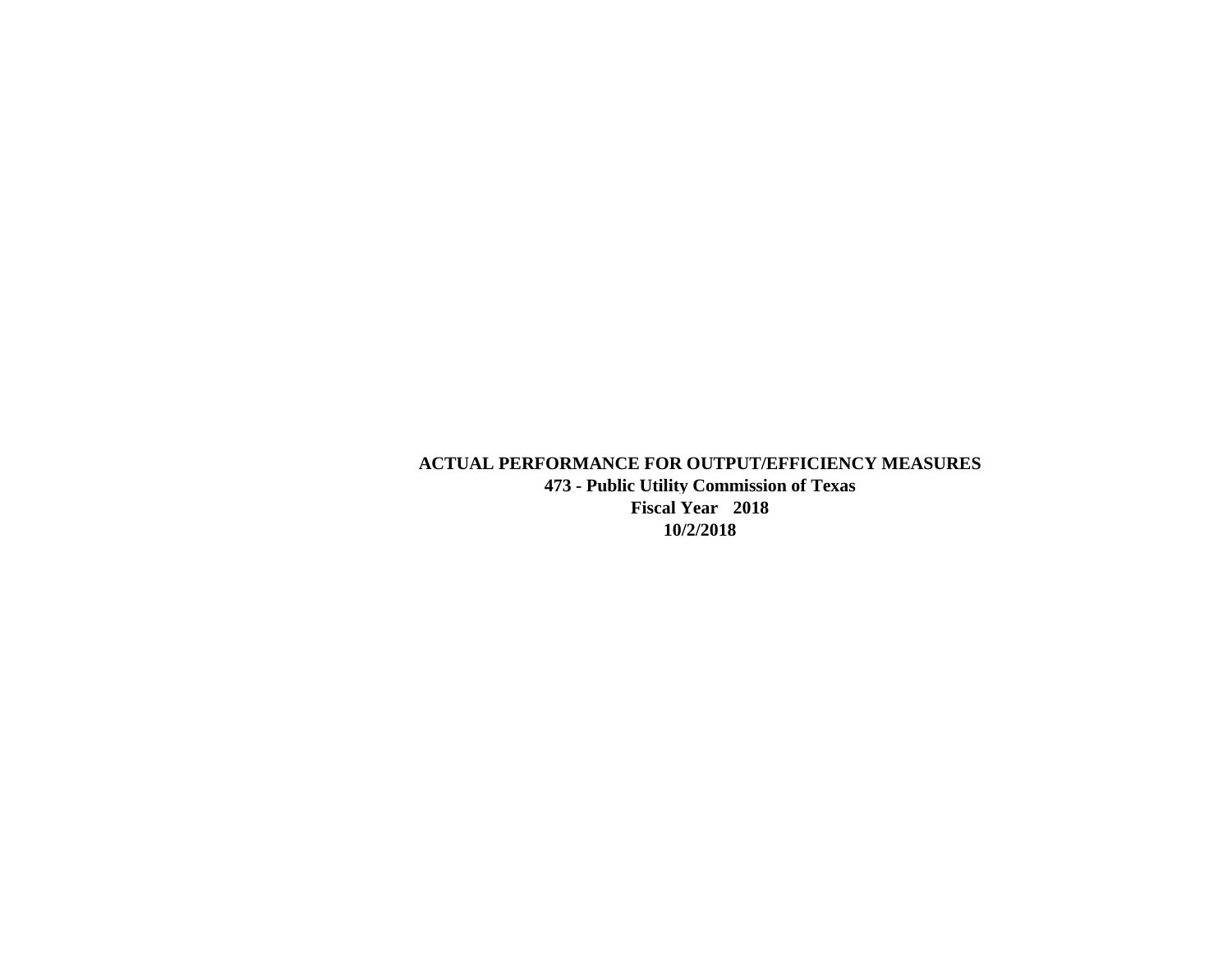**ACTUAL PERFORMANCE FOR OUTPUT/EFFICIENCY MEASURES**

**473 - Public Utility Commission of Texas**

**Fiscal Year 2018**

**10/2/2018**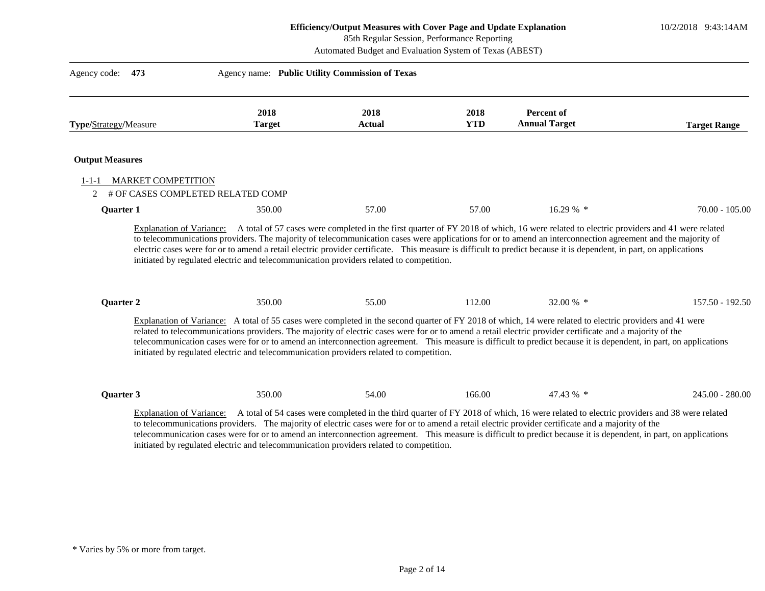**Efficiency/Output Measures with Cover Page and Update Explanation**
85th Regular Session, Performance Reporting
Automated Budget and Evaluation System of Texas (ABEST)

10/2/2018 9:43:14AM

Agency code: **473** Agency name: **Public Utility Commission of Texas**

| **Type**/Strategy/Measure | 2018 Target | 2018 Actual | 2018 YTD | Percent of Annual Target | Target Range |
|---|---|---|---|---|---|
| **Output Measures** | | | | | |
| 1-1-1 MARKET COMPETITION | | | | | |
| 2 # OF CASES COMPLETED RELATED COMP | | | | | |
| **Quarter 1** | 350.00 | 57.00 | 57.00 | 16.29 % * | 70.00 - 105.00 |
| **Quarter 2** | 350.00 | 55.00 | 112.00 | 32.00 % * | 157.50 - 192.50 |
| **Quarter 3** | 350.00 | 54.00 | 166.00 | 47.43 % * | 245.00 - 280.00 |

**Quarter 1**

Explanation of Variance: A total of 57 cases were completed in the first quarter of FY 2018 of which, 16 were related to electric providers and 41 were related to telecommunications providers. The majority of telecommunication cases were applications for or to amend an interconnection agreement and the majority of electric cases were for or to amend a retail electric provider certificate. This measure is difficult to predict because it is dependent, in part, on applications initiated by regulated electric and telecommunication providers related to competition.

**Quarter 2**

Explanation of Variance: A total of 55 cases were completed in the second quarter of FY 2018 of which, 14 were related to electric providers and 41 were related to telecommunications providers. The majority of electric cases were for or to amend a retail electric provider certificate and a majority of the telecommunication cases were for or to amend an interconnection agreement. This measure is difficult to predict because it is dependent, in part, on applications initiated by regulated electric and telecommunication providers related to competition.

**Quarter 3**

Explanation of Variance: A total of 54 cases were completed in the third quarter of FY 2018 of which, 16 were related to electric providers and 38 were related to telecommunications providers. The majority of electric cases were for or to amend a retail electric provider certificate and a majority of the telecommunication cases were for or to amend an interconnection agreement. This measure is difficult to predict because it is dependent, in part, on applications initiated by regulated electric and telecommunication providers related to competition.

\* Varies by 5% or more from target.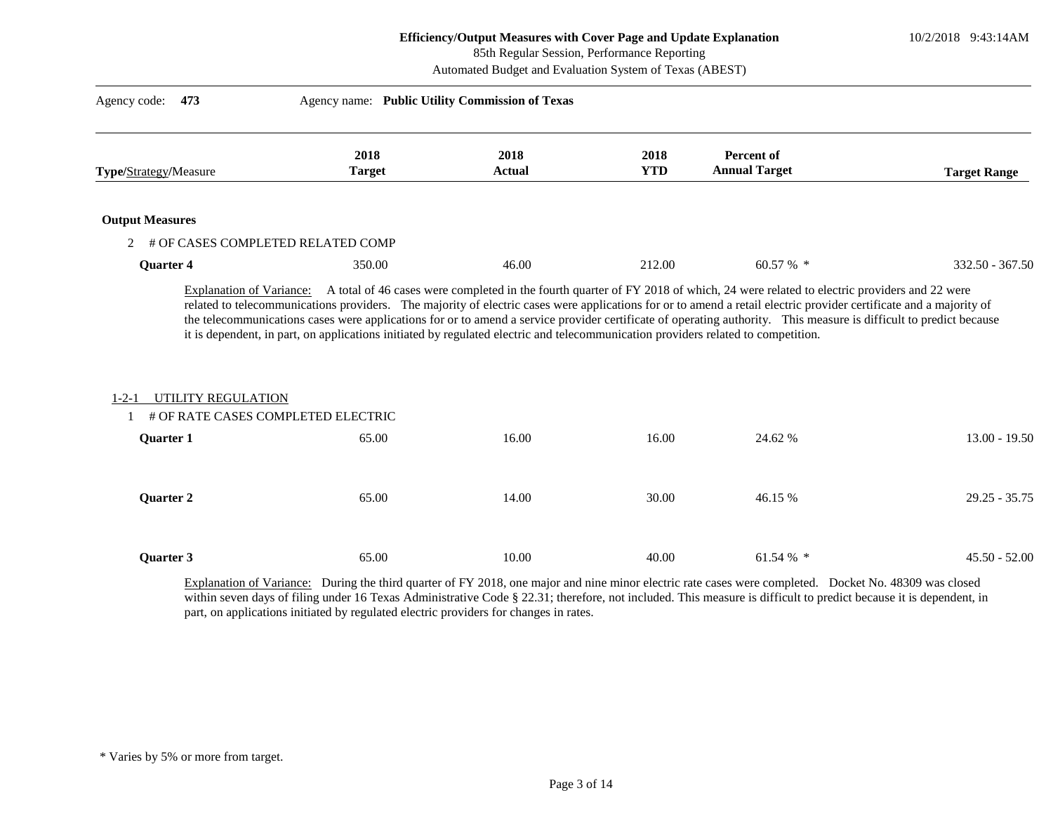**Efficiency/Output Measures with Cover Page and Update Explanation**
85th Regular Session, Performance Reporting
Automated Budget and Evaluation System of Texas (ABEST)

10/2/2018 9:43:14AM

Agency code: **473** Agency name: **Public Utility Commission of Texas**

| **Type**/Strategy/Measure | **2018 Target** | **2018 Actual** | **2018 YTD** | **Percent of Annual Target** | **Target Range** |
|---|---|---|---|---|---|
| **Output Measures** | | | | | |
| 2 # OF CASES COMPLETED RELATED COMP | | | | | |
| **Quarter 4** | 350.00 | 46.00 | 212.00 | 60.57 % * | 332.50 - 367.50 |

Explanation of Variance: A total of 46 cases were completed in the fourth quarter of FY 2018 of which, 24 were related to electric providers and 22 were related to telecommunications providers. The majority of electric cases were applications for or to amend a retail electric provider certificate and a majority of the telecommunications cases were applications for or to amend a service provider certificate of operating authority. This measure is difficult to predict because it is dependent, in part, on applications initiated by regulated electric and telecommunication providers related to competition.

1-2-1 UTILITY REGULATION

| **Type**/Strategy/Measure | **2018 Target** | **2018 Actual** | **2018 YTD** | **Percent of Annual Target** | **Target Range** |
|---|---|---|---|---|---|
| 1 # OF RATE CASES COMPLETED ELECTRIC | | | | | |
| **Quarter 1** | 65.00 | 16.00 | 16.00 | 24.62 % | 13.00 - 19.50 |
| **Quarter 2** | 65.00 | 14.00 | 30.00 | 46.15 % | 29.25 - 35.75 |
| **Quarter 3** | 65.00 | 10.00 | 40.00 | 61.54 % * | 45.50 - 52.00 |

Explanation of Variance: During the third quarter of FY 2018, one major and nine minor electric rate cases were completed. Docket No. 48309 was closed within seven days of filing under 16 Texas Administrative Code § 22.31; therefore, not included. This measure is difficult to predict because it is dependent, in part, on applications initiated by regulated electric providers for changes in rates.

* Varies by 5% or more from target.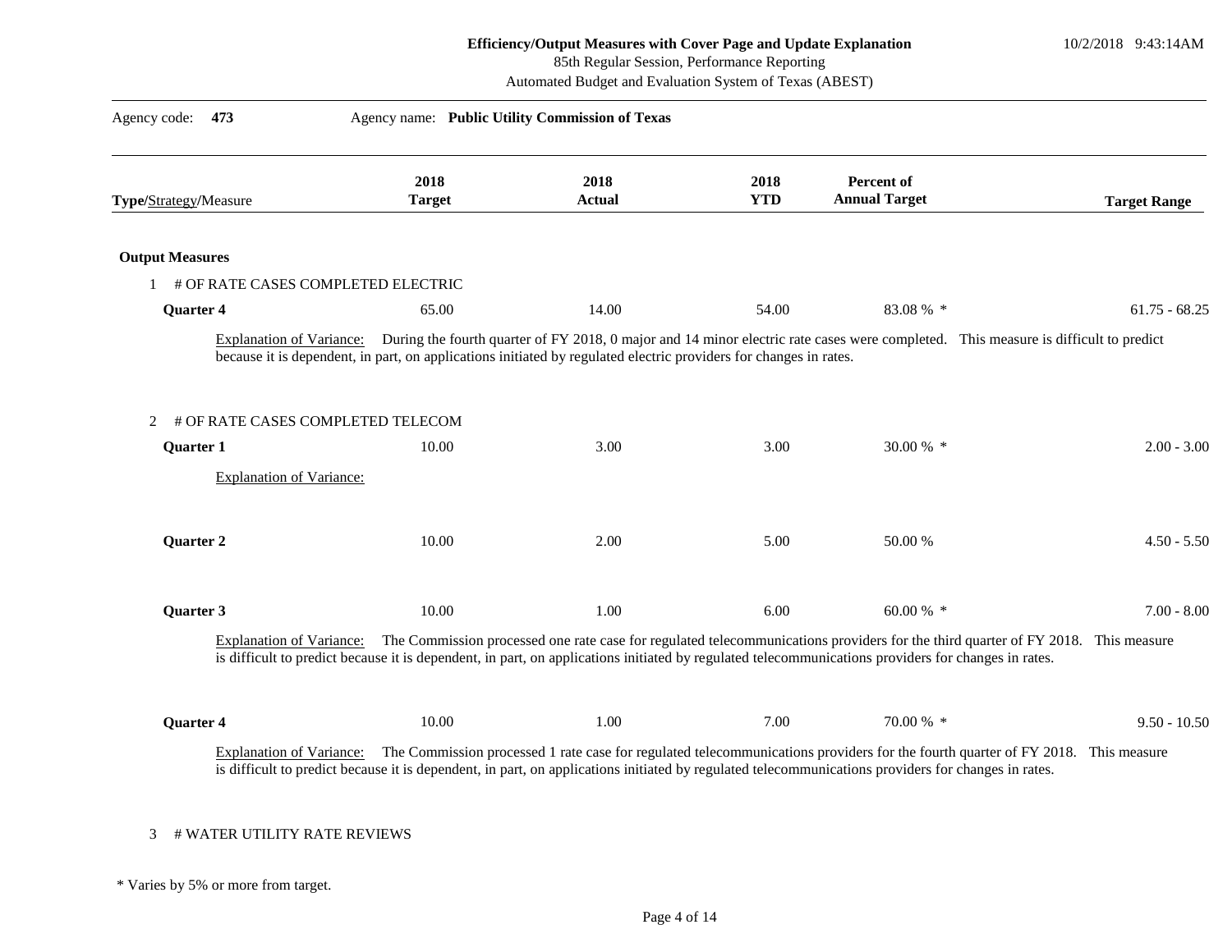**Efficiency/Output Measures with Cover Page and Update Explanation**
85th Regular Session, Performance Reporting
Automated Budget and Evaluation System of Texas (ABEST)

Agency code: **473** Agency name: **Public Utility Commission of Texas**

| Type/Strategy/Measure | 2018 Target | 2018 Actual | 2018 YTD | Percent of Annual Target | Target Range |
|---|---|---|---|---|---|
| **Output Measures** | | | | | |
| 1 # OF RATE CASES COMPLETED ELECTRIC | | | | | |
| **Quarter 4** | 65.00 | 14.00 | 54.00 | 83.08 % * | 61.75 - 68.25 |

Explanation of Variance: During the fourth quarter of FY 2018, 0 major and 14 minor electric rate cases were completed. This measure is difficult to predict because it is dependent, in part, on applications initiated by regulated electric providers for changes in rates.

| Type/Strategy/Measure | 2018 Target | 2018 Actual | 2018 YTD | Percent of Annual Target | Target Range |
|---|---|---|---|---|---|
| 2 # OF RATE CASES COMPLETED TELECOM | | | | | |
| **Quarter 1** | 10.00 | 3.00 | 3.00 | 30.00 % * | 2.00 - 3.00 |

Explanation of Variance:

| Type/Strategy/Measure | 2018 Target | 2018 Actual | 2018 YTD | Percent of Annual Target | Target Range |
|---|---|---|---|---|---|
| **Quarter 2** | 10.00 | 2.00 | 5.00 | 50.00 % | 4.50 - 5.50 |
| **Quarter 3** | 10.00 | 1.00 | 6.00 | 60.00 % * | 7.00 - 8.00 |

Explanation of Variance: The Commission processed one rate case for regulated telecommunications providers for the third quarter of FY 2018. This measure is difficult to predict because it is dependent, in part, on applications initiated by regulated telecommunications providers for changes in rates.

| Type/Strategy/Measure | 2018 Target | 2018 Actual | 2018 YTD | Percent of Annual Target | Target Range |
|---|---|---|---|---|---|
| **Quarter 4** | 10.00 | 1.00 | 7.00 | 70.00 % * | 9.50 - 10.50 |

Explanation of Variance: The Commission processed 1 rate case for regulated telecommunications providers for the fourth quarter of FY 2018. This measure is difficult to predict because it is dependent, in part, on applications initiated by regulated telecommunications providers for changes in rates.

3 # WATER UTILITY RATE REVIEWS

\* Varies by 5% or more from target.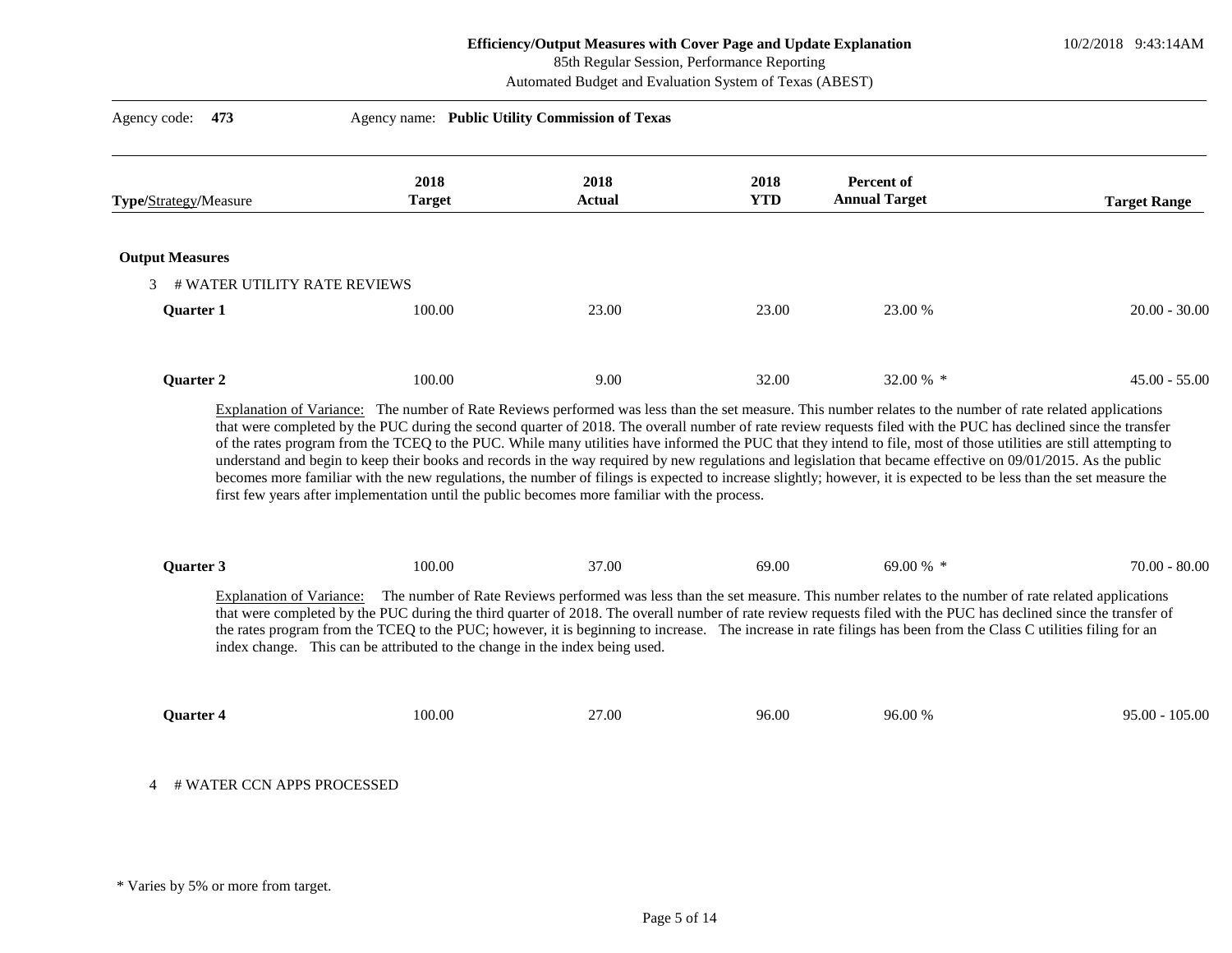Agency code: **473** Agency name: **Public Utility Commission of Texas**

| **Type**/Strategy/Measure | 2018 Target | 2018 Actual | 2018 YTD | Percent of Annual Target | Target Range |
|---|---|---|---|---|---|
| **Output Measures** | | | | | |
| 3 # WATER UTILITY RATE REVIEWS | | | | | |
| **Quarter 1** | 100.00 | 23.00 | 23.00 | 23.00 % | 20.00 - 30.00 |
| **Quarter 2** | 100.00 | 9.00 | 32.00 | 32.00 % * | 45.00 - 55.00 |

Explanation of Variance: The number of Rate Reviews performed was less than the set measure. This number relates to the number of rate related applications that were completed by the PUC during the second quarter of 2018. The overall number of rate review requests filed with the PUC has declined since the transfer of the rates program from the TCEQ to the PUC. While many utilities have informed the PUC that they intend to file, most of those utilities are still attempting to understand and begin to keep their books and records in the way required by new regulations and legislation that became effective on 09/01/2015. As the public becomes more familiar with the new regulations, the number of filings is expected to increase slightly; however, it is expected to be less than the set measure the first few years after implementation until the public becomes more familiar with the process.

| **Type**/Strategy/Measure | 2018 Target | 2018 Actual | 2018 YTD | Percent of Annual Target | Target Range |
|---|---|---|---|---|---|
| **Quarter 3** | 100.00 | 37.00 | 69.00 | 69.00 % * | 70.00 - 80.00 |

Explanation of Variance: The number of Rate Reviews performed was less than the set measure. This number relates to the number of rate related applications that were completed by the PUC during the third quarter of 2018. The overall number of rate review requests filed with the PUC has declined since the transfer of the rates program from the TCEQ to the PUC; however, it is beginning to increase. The increase in rate filings has been from the Class C utilities filing for an index change. This can be attributed to the change in the index being used.

| **Type**/Strategy/Measure | 2018 Target | 2018 Actual | 2018 YTD | Percent of Annual Target | Target Range |
|---|---|---|---|---|---|
| **Quarter 4** | 100.00 | 27.00 | 96.00 | 96.00 % | 95.00 - 105.00 |

4 # WATER CCN APPS PROCESSED

\* Varies by 5% or more from target.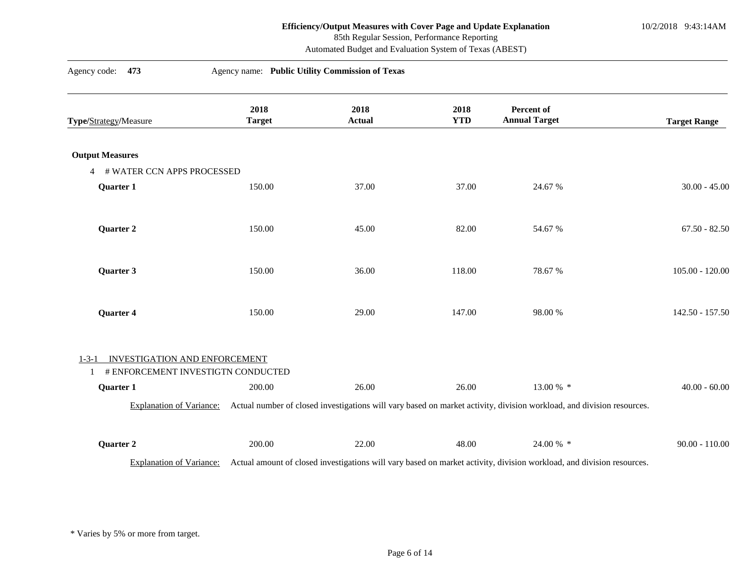**Efficiency/Output Measures with Cover Page and Update Explanation**
85th Regular Session, Performance Reporting
Automated Budget and Evaluation System of Texas (ABEST)

10/2/2018 9:43:14AM

Agency code: **473** Agency name: **Public Utility Commission of Texas**

| **Type**/Strategy/Measure | 2018 Target | 2018 Actual | 2018 YTD | Percent of Annual Target | Target Range |
|---|---|---|---|---|---|
| **Output Measures** | | | | | |
| 4 # WATER CCN APPS PROCESSED | | | | | |
| **Quarter 1** | 150.00 | 37.00 | 37.00 | 24.67 % | 30.00 - 45.00 |
| **Quarter 2** | 150.00 | 45.00 | 82.00 | 54.67 % | 67.50 - 82.50 |
| **Quarter 3** | 150.00 | 36.00 | 118.00 | 78.67 % | 105.00 - 120.00 |
| **Quarter 4** | 150.00 | 29.00 | 147.00 | 98.00 % | 142.50 - 157.50 |
| 1-3-1 INVESTIGATION AND ENFORCEMENT | | | | | |
| 1 # ENFORCEMENT INVESTIGTN CONDUCTED | | | | | |
| **Quarter 1** | 200.00 | 26.00 | 26.00 | 13.00 % * | 40.00 - 60.00 |
| Explanation of Variance: Actual number of closed investigations will vary based on market activity, division workload, and division resources. | | | | | |
| **Quarter 2** | 200.00 | 22.00 | 48.00 | 24.00 % * | 90.00 - 110.00 |
| Explanation of Variance: Actual amount of closed investigations will vary based on market activity, division workload, and division resources. | | | | | |

\* Varies by 5% or more from target.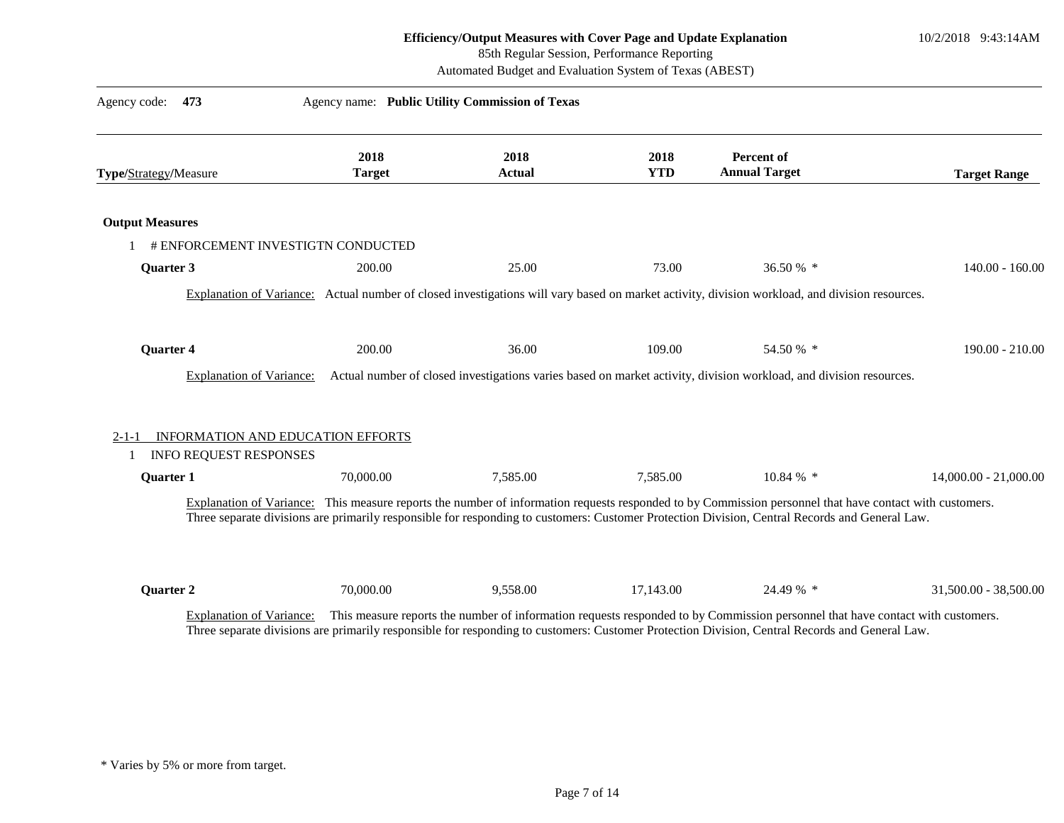**Efficiency/Output Measures with Cover Page and Update Explanation**

85th Regular Session, Performance Reporting

Automated Budget and Evaluation System of Texas (ABEST)

10/2/2018 9:43:14AM

Agency code: **473** Agency name: **Public Utility Commission of Texas**

| Type/Strategy/Measure | 2018 Target | 2018 Actual | 2018 YTD | Percent of Annual Target | Target Range |
|---|---|---|---|---|---|
| **Output Measures** | | | | | |
| 1 # ENFORCEMENT INVESTIGTN CONDUCTED | | | | | |
| **Quarter 3** | 200.00 | 25.00 | 73.00 | 36.50 % * | 140.00 - 160.00 |

Explanation of Variance: Actual number of closed investigations will vary based on market activity, division workload, and division resources.

| Type/Strategy/Measure | 2018 Target | 2018 Actual | 2018 YTD | Percent of Annual Target | Target Range |
|---|---|---|---|---|---|
| **Quarter 4** | 200.00 | 36.00 | 109.00 | 54.50 % * | 190.00 - 210.00 |

Explanation of Variance: Actual number of closed investigations varies based on market activity, division workload, and division resources.

2-1-1 INFORMATION AND EDUCATION EFFORTS

1 INFO REQUEST RESPONSES

| Type/Strategy/Measure | 2018 Target | 2018 Actual | 2018 YTD | Percent of Annual Target | Target Range |
|---|---|---|---|---|---|
| **Quarter 1** | 70,000.00 | 7,585.00 | 7,585.00 | 10.84 % * | 14,000.00 - 21,000.00 |

Explanation of Variance: This measure reports the number of information requests responded to by Commission personnel that have contact with customers. Three separate divisions are primarily responsible for responding to customers: Customer Protection Division, Central Records and General Law.

| Type/Strategy/Measure | 2018 Target | 2018 Actual | 2018 YTD | Percent of Annual Target | Target Range |
|---|---|---|---|---|---|
| **Quarter 2** | 70,000.00 | 9,558.00 | 17,143.00 | 24.49 % * | 31,500.00 - 38,500.00 |

Explanation of Variance: This measure reports the number of information requests responded to by Commission personnel that have contact with customers. Three separate divisions are primarily responsible for responding to customers: Customer Protection Division, Central Records and General Law.

* Varies by 5% or more from target.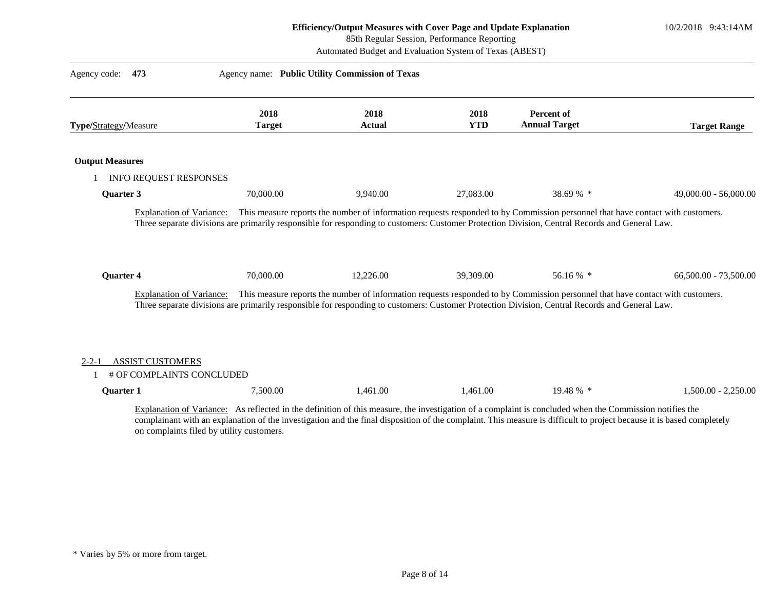Agency code: **473** Agency name: **Public Utility Commission of Texas**

| **Type**/Strategy/Measure | 2018 Target | 2018 Actual | 2018 YTD | Percent of Annual Target | Target Range |
|---|---|---|---|---|---|
| **Output Measures** | | | | | |
| 1 INFO REQUEST RESPONSES | | | | | |
| **Quarter 3** | 70,000.00 | 9,940.00 | 27,083.00 | 38.69 % * | 49,000.00 - 56,000.00 |

Explanation of Variance: This measure reports the number of information requests responded to by Commission personnel that have contact with customers. Three separate divisions are primarily responsible for responding to customers: Customer Protection Division, Central Records and General Law.

| **Type**/Strategy/Measure | 2018 Target | 2018 Actual | 2018 YTD | Percent of Annual Target | Target Range |
|---|---|---|---|---|---|
| **Quarter 4** | 70,000.00 | 12,226.00 | 39,309.00 | 56.16 % * | 66,500.00 - 73,500.00 |

Explanation of Variance: This measure reports the number of information requests responded to by Commission personnel that have contact with customers. Three separate divisions are primarily responsible for responding to customers: Customer Protection Division, Central Records and General Law.

2-2-1 ASSIST CUSTOMERS

| **Type**/Strategy/Measure | 2018 Target | 2018 Actual | 2018 YTD | Percent of Annual Target | Target Range |
|---|---|---|---|---|---|
| 1 # OF COMPLAINTS CONCLUDED | | | | | |
| **Quarter 1** | 7,500.00 | 1,461.00 | 1,461.00 | 19.48 % * | 1,500.00 - 2,250.00 |

Explanation of Variance: As reflected in the definition of this measure, the investigation of a complaint is concluded when the Commission notifies the complainant with an explanation of the investigation and the final disposition of the complaint. This measure is difficult to project because it is based completely on complaints filed by utility customers.

* Varies by 5% or more from target.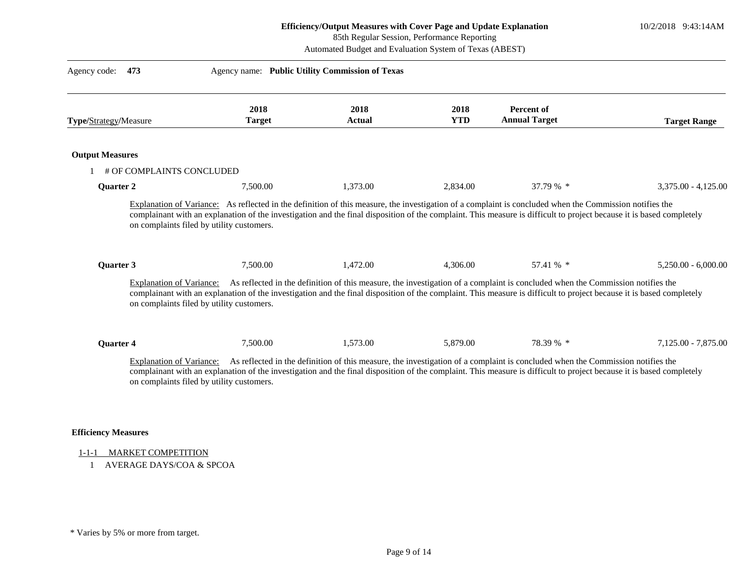**Efficiency/Output Measures with Cover Page and Update Explanation**
85th Regular Session, Performance Reporting
Automated Budget and Evaluation System of Texas (ABEST)

10/2/2018 9:43:14AM

Agency code: **473** Agency name: **Public Utility Commission of Texas**

| **Type**/Strategy/Measure | 2018 Target | 2018 Actual | 2018 YTD | Percent of Annual Target | Target Range |
|---|---|---|---|---|---|
| **Output Measures** | | | | | |
| 1 # OF COMPLAINTS CONCLUDED | | | | | |
| **Quarter 2** | 7,500.00 | 1,373.00 | 2,834.00 | 37.79 % * | 3,375.00 - 4,125.00 |

Explanation of Variance: As reflected in the definition of this measure, the investigation of a complaint is concluded when the Commission notifies the complainant with an explanation of the investigation and the final disposition of the complaint. This measure is difficult to project because it is based completely on complaints filed by utility customers.

| | | | | | |
|---|---|---|---|---|---|
| **Quarter 3** | 7,500.00 | 1,472.00 | 4,306.00 | 57.41 % * | 5,250.00 - 6,000.00 |

Explanation of Variance: As reflected in the definition of this measure, the investigation of a complaint is concluded when the Commission notifies the complainant with an explanation of the investigation and the final disposition of the complaint. This measure is difficult to project because it is based completely on complaints filed by utility customers.

| | | | | | |
|---|---|---|---|---|---|
| **Quarter 4** | 7,500.00 | 1,573.00 | 5,879.00 | 78.39 % * | 7,125.00 - 7,875.00 |

Explanation of Variance: As reflected in the definition of this measure, the investigation of a complaint is concluded when the Commission notifies the complainant with an explanation of the investigation and the final disposition of the complaint. This measure is difficult to project because it is based completely on complaints filed by utility customers.

**Efficiency Measures**

1-1-1 MARKET COMPETITION

1 AVERAGE DAYS/COA & SPCOA

\* Varies by 5% or more from target.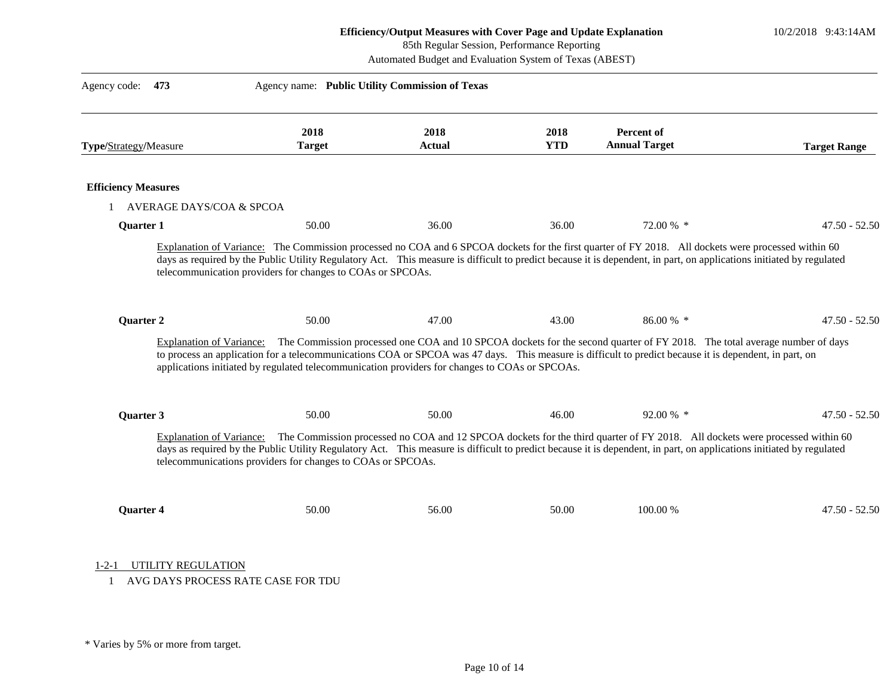**Efficiency/Output Measures with Cover Page and Update Explanation**
85th Regular Session, Performance Reporting
Automated Budget and Evaluation System of Texas (ABEST)

10/2/2018 9:43:14AM

Agency code: **473** Agency name: **Public Utility Commission of Texas**

| **Type**/Strategy/Measure | 2018 Target | 2018 Actual | 2018 YTD | Percent of Annual Target | Target Range |
|---|---|---|---|---|---|
| **Efficiency Measures** | | | | | |
| 1 AVERAGE DAYS/COA & SPCOA | | | | | |
| **Quarter 1** | 50.00 | 36.00 | 36.00 | 72.00 % * | 47.50 - 52.50 |

Explanation of Variance: The Commission processed no COA and 6 SPCOA dockets for the first quarter of FY 2018. All dockets were processed within 60 days as required by the Public Utility Regulatory Act. This measure is difficult to predict because it is dependent, in part, on applications initiated by regulated telecommunication providers for changes to COAs or SPCOAs.

| | | | | | |
|---|---|---|---|---|---|
| **Quarter 2** | 50.00 | 47.00 | 43.00 | 86.00 % * | 47.50 - 52.50 |

Explanation of Variance: The Commission processed one COA and 10 SPCOA dockets for the second quarter of FY 2018. The total average number of days to process an application for a telecommunications COA or SPCOA was 47 days. This measure is difficult to predict because it is dependent, in part, on applications initiated by regulated telecommunication providers for changes to COAs or SPCOAs.

| | | | | | |
|---|---|---|---|---|---|
| **Quarter 3** | 50.00 | 50.00 | 46.00 | 92.00 % * | 47.50 - 52.50 |

Explanation of Variance: The Commission processed no COA and 12 SPCOA dockets for the third quarter of FY 2018. All dockets were processed within 60 days as required by the Public Utility Regulatory Act. This measure is difficult to predict because it is dependent, in part, on applications initiated by regulated telecommunications providers for changes to COAs or SPCOAs.

| | | | | | |
|---|---|---|---|---|---|
| **Quarter 4** | 50.00 | 56.00 | 50.00 | 100.00 % | 47.50 - 52.50 |

1-2-1 UTILITY REGULATION

1 AVG DAYS PROCESS RATE CASE FOR TDU

\* Varies by 5% or more from target.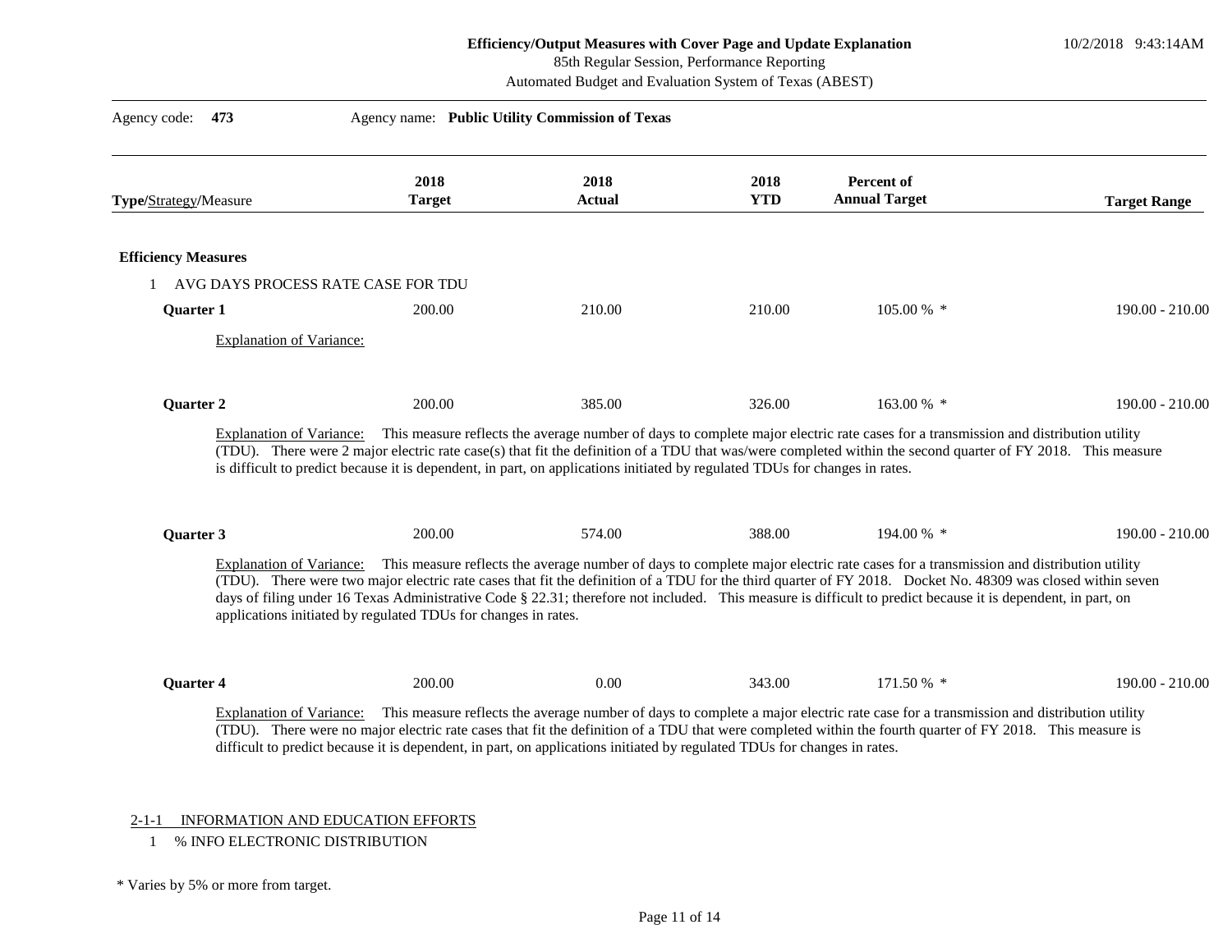**Efficiency/Output Measures with Cover Page and Update Explanation**

85th Regular Session, Performance Reporting

Automated Budget and Evaluation System of Texas (ABEST)

10/2/2018 9:43:14AM

Agency code: **473** Agency name: **Public Utility Commission of Texas**

| **Type**/Strategy/Measure | 2018 Target | 2018 Actual | 2018 YTD | Percent of Annual Target | Target Range |
|---|---|---|---|---|---|
| **Efficiency Measures** | | | | | |
| 1 AVG DAYS PROCESS RATE CASE FOR TDU | | | | | |
| **Quarter 1** | 200.00 | 210.00 | 210.00 | 105.00 % * | 190.00 - 210.00 |
| **Quarter 2** | 200.00 | 385.00 | 326.00 | 163.00 % * | 190.00 - 210.00 |
| **Quarter 3** | 200.00 | 574.00 | 388.00 | 194.00 % * | 190.00 - 210.00 |
| **Quarter 4** | 200.00 | 0.00 | 343.00 | 171.50 % * | 190.00 - 210.00 |

**Quarter 1** Explanation of Variance:

**Quarter 2** Explanation of Variance: This measure reflects the average number of days to complete major electric rate cases for a transmission and distribution utility (TDU). There were 2 major electric rate case(s) that fit the definition of a TDU that was/were completed within the second quarter of FY 2018. This measure is difficult to predict because it is dependent, in part, on applications initiated by regulated TDUs for changes in rates.

**Quarter 3** Explanation of Variance: This measure reflects the average number of days to complete major electric rate cases for a transmission and distribution utility (TDU). There were two major electric rate cases that fit the definition of a TDU for the third quarter of FY 2018. Docket No. 48309 was closed within seven days of filing under 16 Texas Administrative Code § 22.31; therefore not included. This measure is difficult to predict because it is dependent, in part, on applications initiated by regulated TDUs for changes in rates.

**Quarter 4** Explanation of Variance: This measure reflects the average number of days to complete a major electric rate case for a transmission and distribution utility (TDU). There were no major electric rate cases that fit the definition of a TDU that were completed within the fourth quarter of FY 2018. This measure is difficult to predict because it is dependent, in part, on applications initiated by regulated TDUs for changes in rates.

2-1-1 INFORMATION AND EDUCATION EFFORTS

1 % INFO ELECTRONIC DISTRIBUTION

\* Varies by 5% or more from target.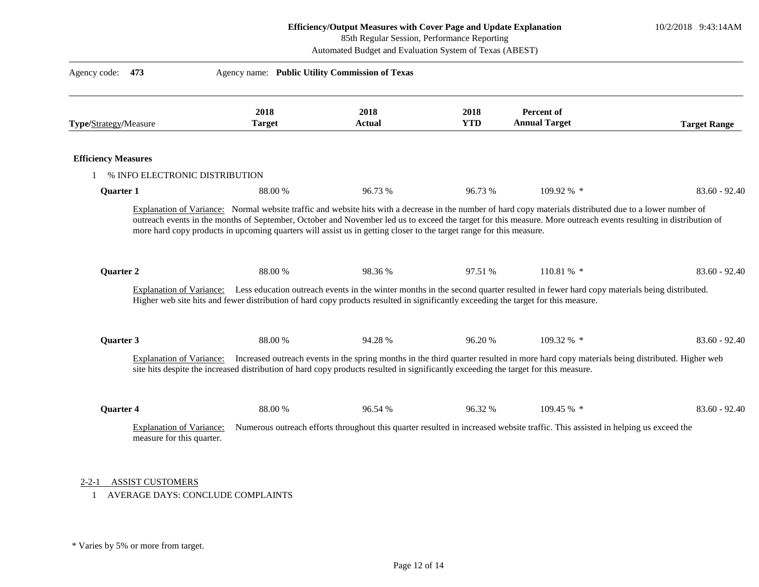Agency code: **473** Agency name: **Public Utility Commission of Texas**

| Type/Strategy/Measure | 2018 Target | 2018 Actual | 2018 YTD | Percent of Annual Target | Target Range |
|---|---|---|---|---|---|

**Efficiency Measures**

1 % INFO ELECTRONIC DISTRIBUTION

| | | | | | |
|---|---|---|---|---|---|
| **Quarter 1** | 88.00 % | 96.73 % | 96.73 % | 109.92 % * | 83.60 - 92.40 |

Explanation of Variance: Normal website traffic and website hits with a decrease in the number of hard copy materials distributed due to a lower number of outreach events in the months of September, October and November led us to exceed the target for this measure. More outreach events resulting in distribution of more hard copy products in upcoming quarters will assist us in getting closer to the target range for this measure.

| | | | | | |
|---|---|---|---|---|---|
| **Quarter 2** | 88.00 % | 98.36 % | 97.51 % | 110.81 % * | 83.60 - 92.40 |

Explanation of Variance: Less education outreach events in the winter months in the second quarter resulted in fewer hard copy materials being distributed. Higher web site hits and fewer distribution of hard copy products resulted in significantly exceeding the target for this measure.

| | | | | | |
|---|---|---|---|---|---|
| **Quarter 3** | 88.00 % | 94.28 % | 96.20 % | 109.32 % * | 83.60 - 92.40 |

Explanation of Variance: Increased outreach events in the spring months in the third quarter resulted in more hard copy materials being distributed. Higher web site hits despite the increased distribution of hard copy products resulted in significantly exceeding the target for this measure.

| | | | | | |
|---|---|---|---|---|---|
| **Quarter 4** | 88.00 % | 96.54 % | 96.32 % | 109.45 % * | 83.60 - 92.40 |

Explanation of Variance: Numerous outreach efforts throughout this quarter resulted in increased website traffic. This assisted in helping us exceed the measure for this quarter.

2-2-1 ASSIST CUSTOMERS

1 AVERAGE DAYS: CONCLUDE COMPLAINTS

* Varies by 5% or more from target.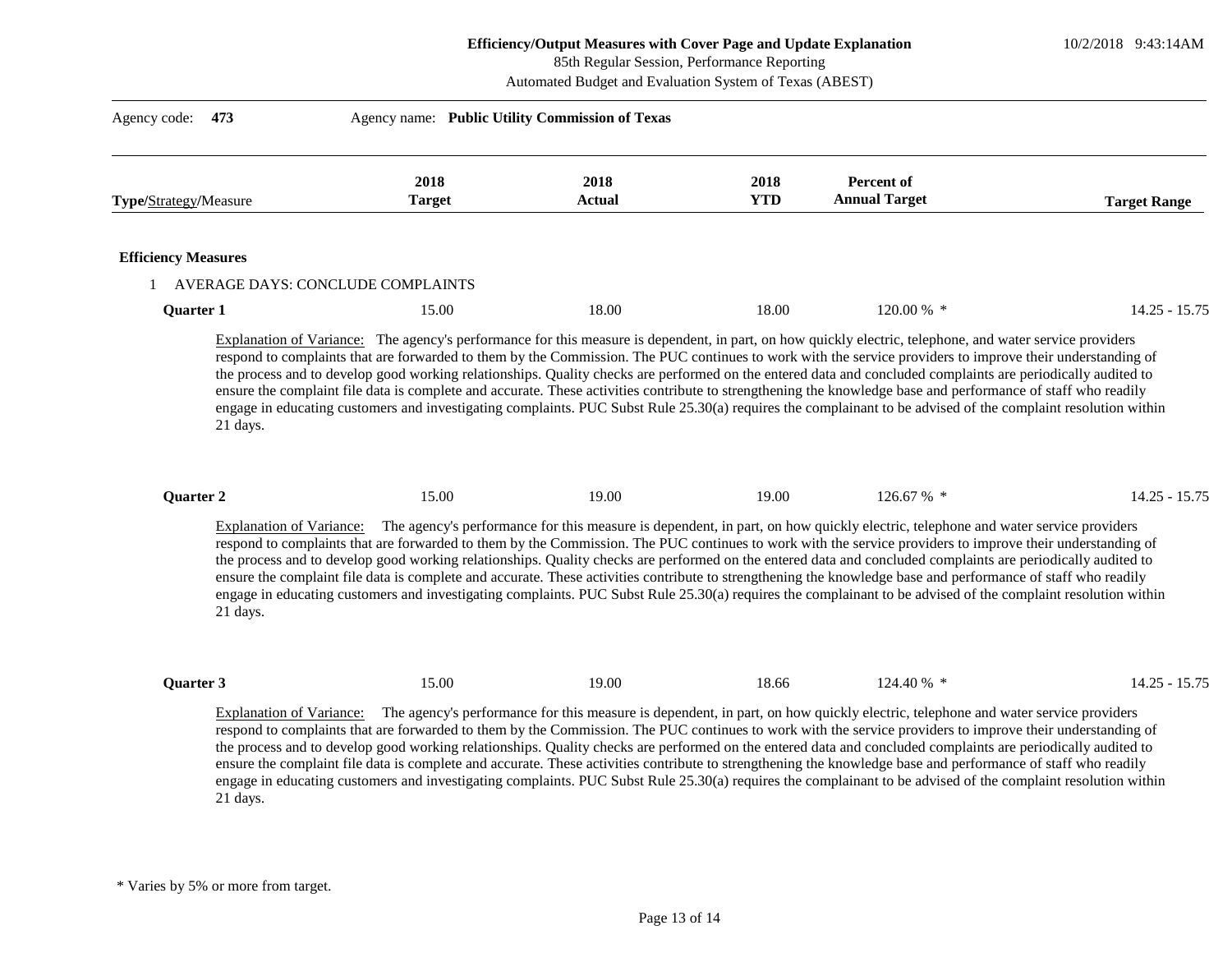**Efficiency/Output Measures with Cover Page and Update Explanation**
85th Regular Session, Performance Reporting
Automated Budget and Evaluation System of Texas (ABEST)

10/2/2018 9:43:14AM

Agency code: **473** Agency name: **Public Utility Commission of Texas**

| **Type**/Strategy/Measure | 2018 Target | 2018 Actual | 2018 YTD | Percent of Annual Target | Target Range |
|---|---|---|---|---|---|

**Efficiency Measures**

1 AVERAGE DAYS: CONCLUDE COMPLAINTS

| | 2018 Target | 2018 Actual | 2018 YTD | Percent of Annual Target | Target Range |
|---|---|---|---|---|---|
| **Quarter 1** | 15.00 | 18.00 | 18.00 | 120.00 % * | 14.25 - 15.75 |

Explanation of Variance: The agency's performance for this measure is dependent, in part, on how quickly electric, telephone, and water service providers respond to complaints that are forwarded to them by the Commission. The PUC continues to work with the service providers to improve their understanding of the process and to develop good working relationships. Quality checks are performed on the entered data and concluded complaints are periodically audited to ensure the complaint file data is complete and accurate. These activities contribute to strengthening the knowledge base and performance of staff who readily engage in educating customers and investigating complaints. PUC Subst Rule 25.30(a) requires the complainant to be advised of the complaint resolution within 21 days.

| | 2018 Target | 2018 Actual | 2018 YTD | Percent of Annual Target | Target Range |
|---|---|---|---|---|---|
| **Quarter 2** | 15.00 | 19.00 | 19.00 | 126.67 % * | 14.25 - 15.75 |

Explanation of Variance: The agency's performance for this measure is dependent, in part, on how quickly electric, telephone and water service providers respond to complaints that are forwarded to them by the Commission. The PUC continues to work with the service providers to improve their understanding of the process and to develop good working relationships. Quality checks are performed on the entered data and concluded complaints are periodically audited to ensure the complaint file data is complete and accurate. These activities contribute to strengthening the knowledge base and performance of staff who readily engage in educating customers and investigating complaints. PUC Subst Rule 25.30(a) requires the complainant to be advised of the complaint resolution within 21 days.

| | 2018 Target | 2018 Actual | 2018 YTD | Percent of Annual Target | Target Range |
|---|---|---|---|---|---|
| **Quarter 3** | 15.00 | 19.00 | 18.66 | 124.40 % * | 14.25 - 15.75 |

Explanation of Variance: The agency's performance for this measure is dependent, in part, on how quickly electric, telephone and water service providers respond to complaints that are forwarded to them by the Commission. The PUC continues to work with the service providers to improve their understanding of the process and to develop good working relationships. Quality checks are performed on the entered data and concluded complaints are periodically audited to ensure the complaint file data is complete and accurate. These activities contribute to strengthening the knowledge base and performance of staff who readily engage in educating customers and investigating complaints. PUC Subst Rule 25.30(a) requires the complainant to be advised of the complaint resolution within 21 days.

\* Varies by 5% or more from target.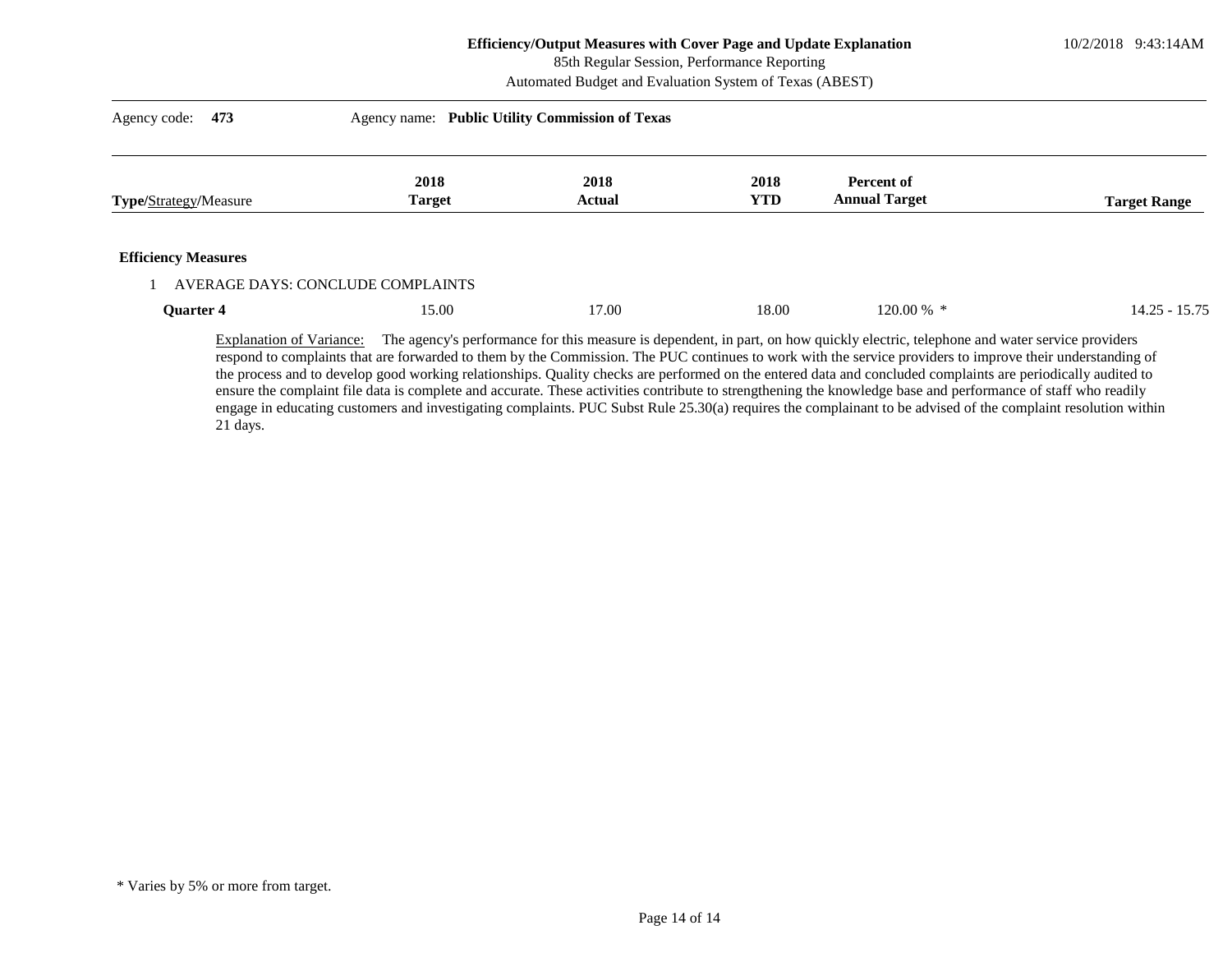**Efficiency/Output Measures with Cover Page and Update Explanation**
85th Regular Session, Performance Reporting
Automated Budget and Evaluation System of Texas (ABEST)

10/2/2018 9:43:14AM

Agency code: **473** Agency name: **Public Utility Commission of Texas**

| **Type**/Strategy/Measure | **2018 Target** | **2018 Actual** | **2018 YTD** | **Percent of Annual Target** | **Target Range** |
|---|---|---|---|---|---|
| **Efficiency Measures** | | | | | |
| 1 AVERAGE DAYS: CONCLUDE COMPLAINTS | | | | | |
| **Quarter 4** | 15.00 | 17.00 | 18.00 | 120.00 % * | 14.25 - 15.75 |

Explanation of Variance: The agency's performance for this measure is dependent, in part, on how quickly electric, telephone and water service providers respond to complaints that are forwarded to them by the Commission. The PUC continues to work with the service providers to improve their understanding of the process and to develop good working relationships. Quality checks are performed on the entered data and concluded complaints are periodically audited to ensure the complaint file data is complete and accurate. These activities contribute to strengthening the knowledge base and performance of staff who readily engage in educating customers and investigating complaints. PUC Subst Rule 25.30(a) requires the complainant to be advised of the complaint resolution within 21 days.

* Varies by 5% or more from target.